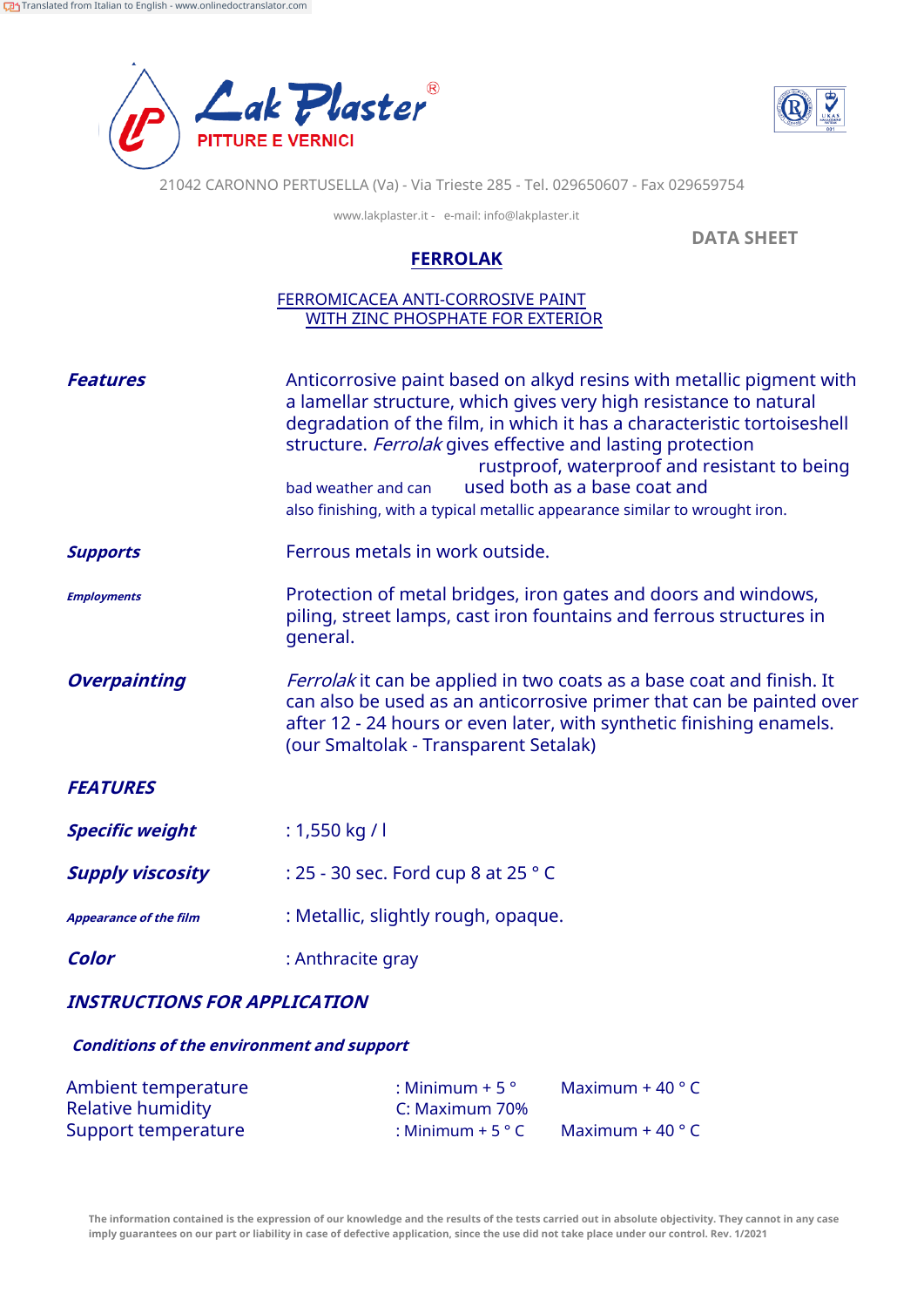Translated from Italian to English - www.onlinedoctranslator.com

**Lak Plaster®**
PITTURE E VERNICI

21042 CARONNO PERTUSELLA (Va) - Via Trieste 285 - Tel. 029650607 - Fax 029659754

www.lakplaster.it - e-mail: info@lakplaster.it

DATA SHEET

# FERROLAK

## FERROMICACEA ANTI-CORROSIVE PAINT WITH ZINC PHOSPHATE FOR EXTERIOR

***Features*** Anticorrosive paint based on alkyd resins with metallic pigment with a lamellar structure, which gives very high resistance to natural degradation of the film, in which it has a characteristic tortoiseshell structure. *Ferrolak* gives effective and lasting protection rustproof, waterproof and resistant to being bad weather and can used both as a base coat and also finishing, with a typical metallic appearance similar to wrought iron.

***Supports*** Ferrous metals in work outside.

***Employments*** Protection of metal bridges, iron gates and doors and windows, piling, street lamps, cast iron fountains and ferrous structures in general.

***Overpainting*** *Ferrolak* it can be applied in two coats as a base coat and finish. It can also be used as an anticorrosive primer that can be painted over after 12 - 24 hours or even later, with synthetic finishing enamels. (our Smaltolak - Transparent Setalak)

***FEATURES***

***Specific weight*** : 1,550 kg / l

***Supply viscosity*** : 25 - 30 sec. Ford cup 8 at 25 ° C

***Appearance of the film*** : Metallic, slightly rough, opaque.

***Color*** : Anthracite gray

***INSTRUCTIONS FOR APPLICATION***

***Conditions of the environment and support***

| | | |
|---|---|---|
| Ambient temperature | : Minimum + 5 ° | Maximum + 40 ° C |
| Relative humidity | C: Maximum 70% | |
| Support temperature | : Minimum + 5 ° C | Maximum + 40 ° C |

The information contained is the expression of our knowledge and the results of the tests carried out in absolute objectivity. They cannot in any case imply guarantees on our part or liability in case of defective application, since the use did not take place under our control. Rev. 1/2021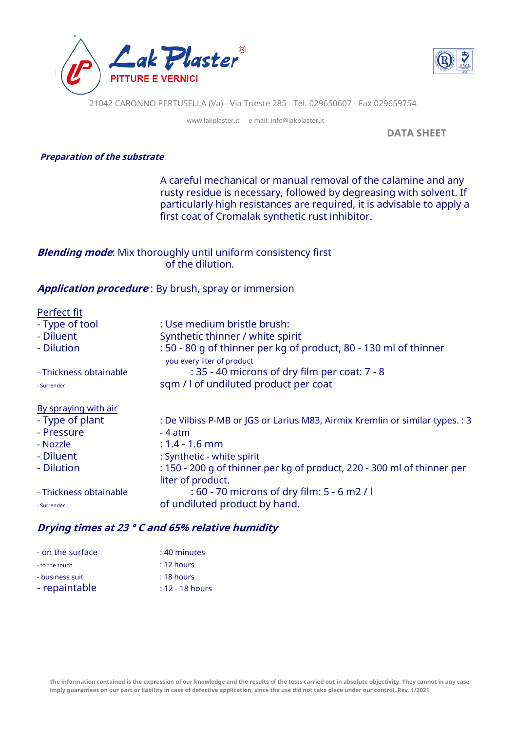**Lak Plaster®**
PITTURE E VERNICI

21042 CARONNO PERTUSELLA (Va) - Via Trieste 285 - Tel. 029650607 - Fax 029659754

www.lakplaster.it - e-mail: info@lakplaster.it

**DATA SHEET**

***Preparation of the substrate***

A careful mechanical or manual removal of the calamine and any rusty residue is necessary, followed by degreasing with solvent. If particularly high resistances are required, it is advisable to apply a first coat of Cromalak synthetic rust inhibitor.

***Blending mode***: Mix thoroughly until uniform consistency first of the dilution.

***Application procedure*** : By brush, spray or immersion

Perfect fit

- Type of tool : Use medium bristle brush:
- Diluent Synthetic thinner / white spirit
- Dilution : 50 - 80 g of thinner per kg of product, 80 - 130 ml of thinner you every liter of product
- Thickness obtainable : 35 - 40 microns of dry film per coat: 7 - 8
- Surrender sqm / l of undiluted product per coat

By spraying with air

- Type of plant : De Vilbiss P-MB or JGS or Larius M83, Airmix Kremlin or similar types. : 3
- Pressure - 4 atm
- Nozzle : 1.4 - 1.6 mm
- Diluent : Synthetic - white spirit
- Dilution : 150 - 200 g of thinner per kg of product, 220 - 300 ml of thinner per liter of product.
- Thickness obtainable : 60 - 70 microns of dry film: 5 - 6 m2 / l
- Surrender of undiluted product by hand.

***Drying times at 23 ° C and 65% relative humidity***

- on the surface : 40 minutes
- to the touch : 12 hours
- business suit : 18 hours
- repaintable : 12 - 18 hours

The information contained is the expression of our knowledge and the results of the tests carried out in absolute objectivity. They cannot in any case imply guarantees on our part or liability in case of defective application, since the use did not take place under our control. Rev. 1/2021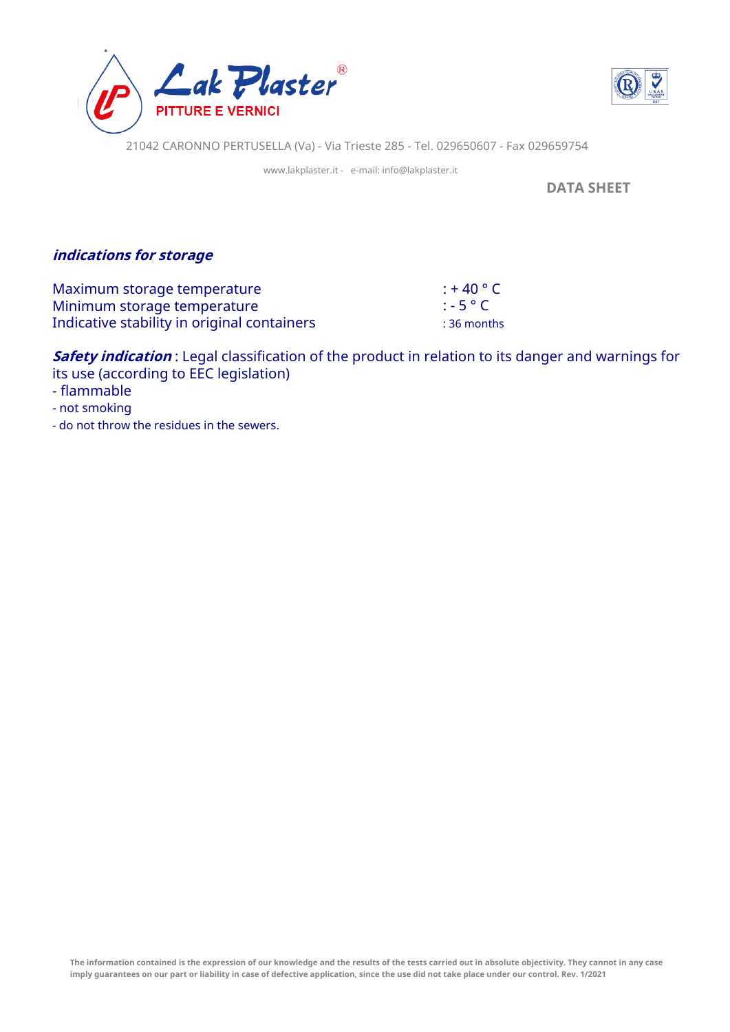**indications for storage**

| | |
|---|---|
| Maximum storage temperature | : + 40 ° C |
| Minimum storage temperature | : - 5 ° C |
| Indicative stability in original containers | : 36 months |

***Safety indication*** : Legal classification of the product in relation to its danger and warnings for its use (according to EEC legislation)

- flammable
- not smoking
- do not throw the residues in the sewers.

**The information contained is the expression of our knowledge and the results of the tests carried out in absolute objectivity. They cannot in any case imply guarantees on our part or liability in case of defective application, since the use did not take place under our control. Rev. 1/2021**